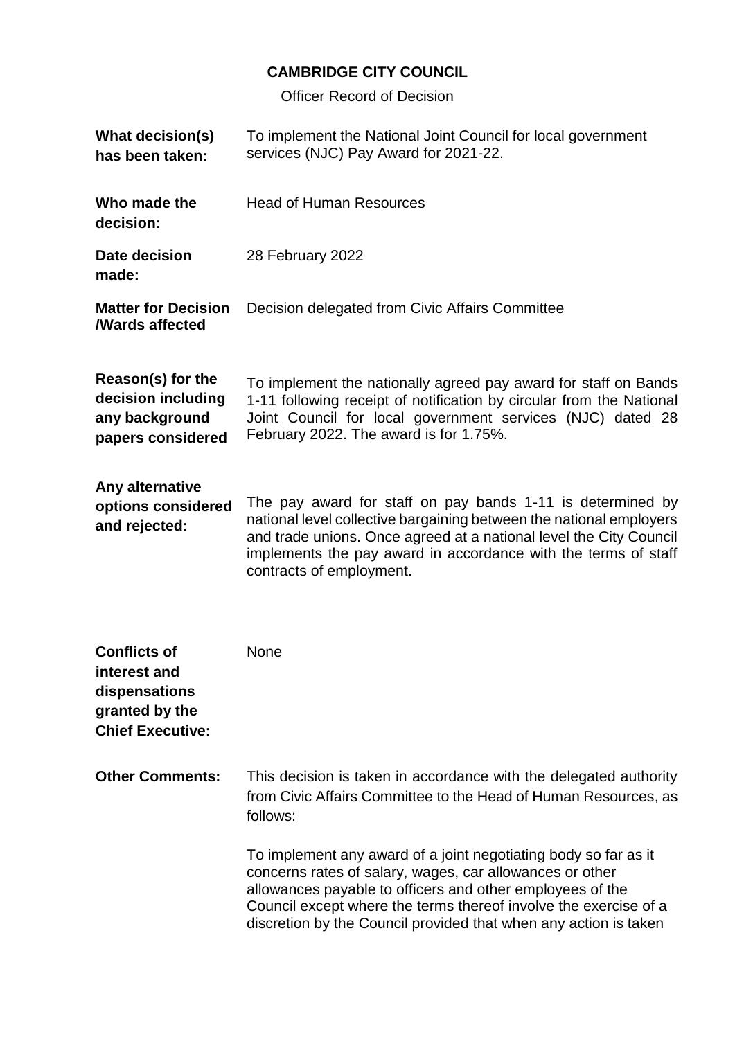# CAMBRIDGE CITY COUNCIL

Officer Record of Decision

| | |
|---|---|
| **What decision(s) has been taken:** | To implement the National Joint Council for local government services (NJC) Pay Award for 2021-22. |
| **Who made the decision:** | Head of Human Resources |
| **Date decision made:** | 28 February 2022 |
| **Matter for Decision /Wards affected** | Decision delegated from Civic Affairs Committee |
| **Reason(s) for the decision including any background papers considered** | To implement the nationally agreed pay award for staff on Bands 1-11 following receipt of notification by circular from the National Joint Council for local government services (NJC) dated 28 February 2022. The award is for 1.75%. |
| **Any alternative options considered and rejected:** | The pay award for staff on pay bands 1-11 is determined by national level collective bargaining between the national employers and trade unions. Once agreed at a national level the City Council implements the pay award in accordance with the terms of staff contracts of employment. |
| **Conflicts of interest and dispensations granted by the Chief Executive:** | None |
| **Other Comments:** | This decision is taken in accordance with the delegated authority from Civic Affairs Committee to the Head of Human Resources, as follows:<br><br>To implement any award of a joint negotiating body so far as it concerns rates of salary, wages, car allowances or other allowances payable to officers and other employees of the Council except where the terms thereof involve the exercise of a discretion by the Council provided that when any action is taken |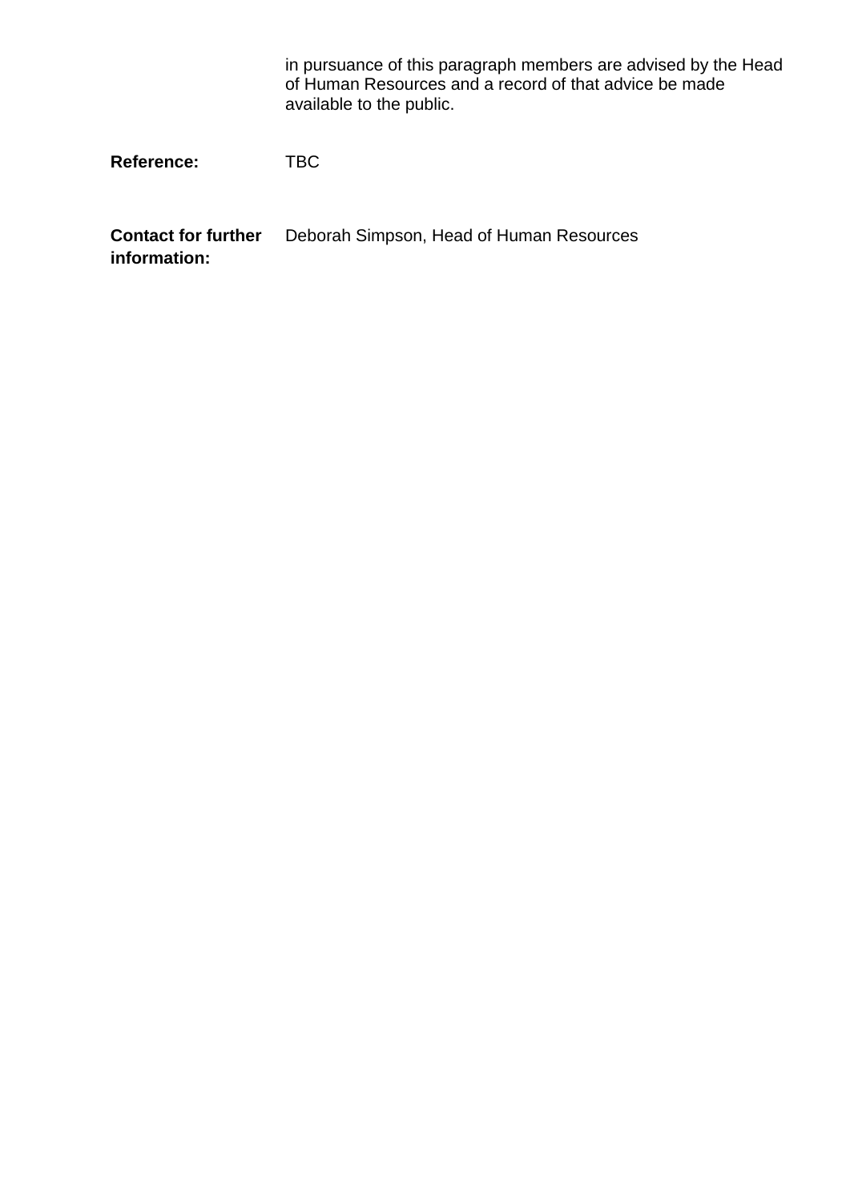in pursuance of this paragraph members are advised by the Head of Human Resources and a record of that advice be made available to the public.

**Reference:** TBC

**Contact for further information:** Deborah Simpson, Head of Human Resources